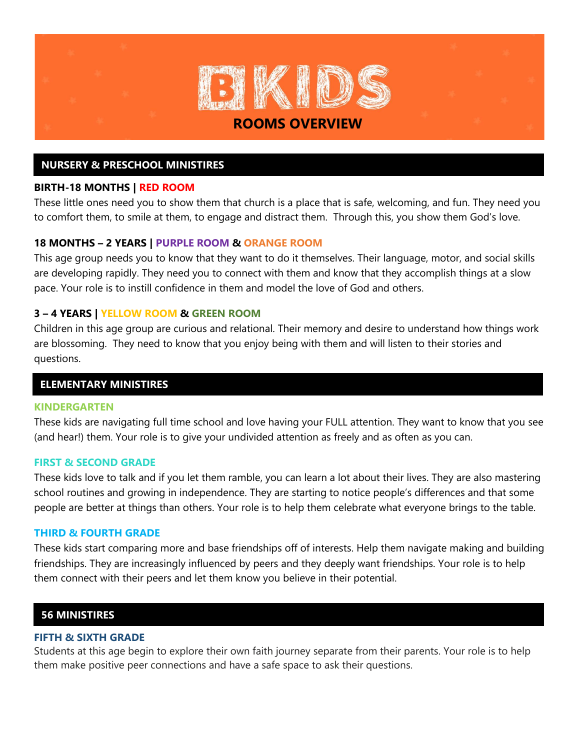# BKIDS

## ROOMS OVERVIEW

## NURSERY & PRESCHOOL MINISTIRES

### BIRTH-18 MONTHS | RED ROOM

These little ones need you to show them that church is a place that is safe, welcoming, and fun. They need you to comfort them, to smile at them, to engage and distract them. Through this, you show them God's love.

### 18 MONTHS – 2 YEARS | PURPLE ROOM & ORANGE ROOM

This age group needs you to know that they want to do it themselves. Their language, motor, and social skills are developing rapidly. They need you to connect with them and know that they accomplish things at a slow pace. Your role is to instill confidence in them and model the love of God and others.

### 3 – 4 YEARS | YELLOW ROOM & GREEN ROOM

Children in this age group are curious and relational. Their memory and desire to understand how things work are blossoming. They need to know that you enjoy being with them and will listen to their stories and questions.

## ELEMENTARY MINISTIRES

### KINDERGARTEN

These kids are navigating full time school and love having your FULL attention. They want to know that you see (and hear!) them. Your role is to give your undivided attention as freely and as often as you can.

### FIRST & SECOND GRADE

These kids love to talk and if you let them ramble, you can learn a lot about their lives. They are also mastering school routines and growing in independence. They are starting to notice people's differences and that some people are better at things than others. Your role is to help them celebrate what everyone brings to the table.

### THIRD & FOURTH GRADE

These kids start comparing more and base friendships off of interests. Help them navigate making and building friendships. They are increasingly influenced by peers and they deeply want friendships. Your role is to help them connect with their peers and let them know you believe in their potential.

## 56 MINISTIRES

### FIFTH & SIXTH GRADE

Students at this age begin to explore their own faith journey separate from their parents. Your role is to help them make positive peer connections and have a safe space to ask their questions.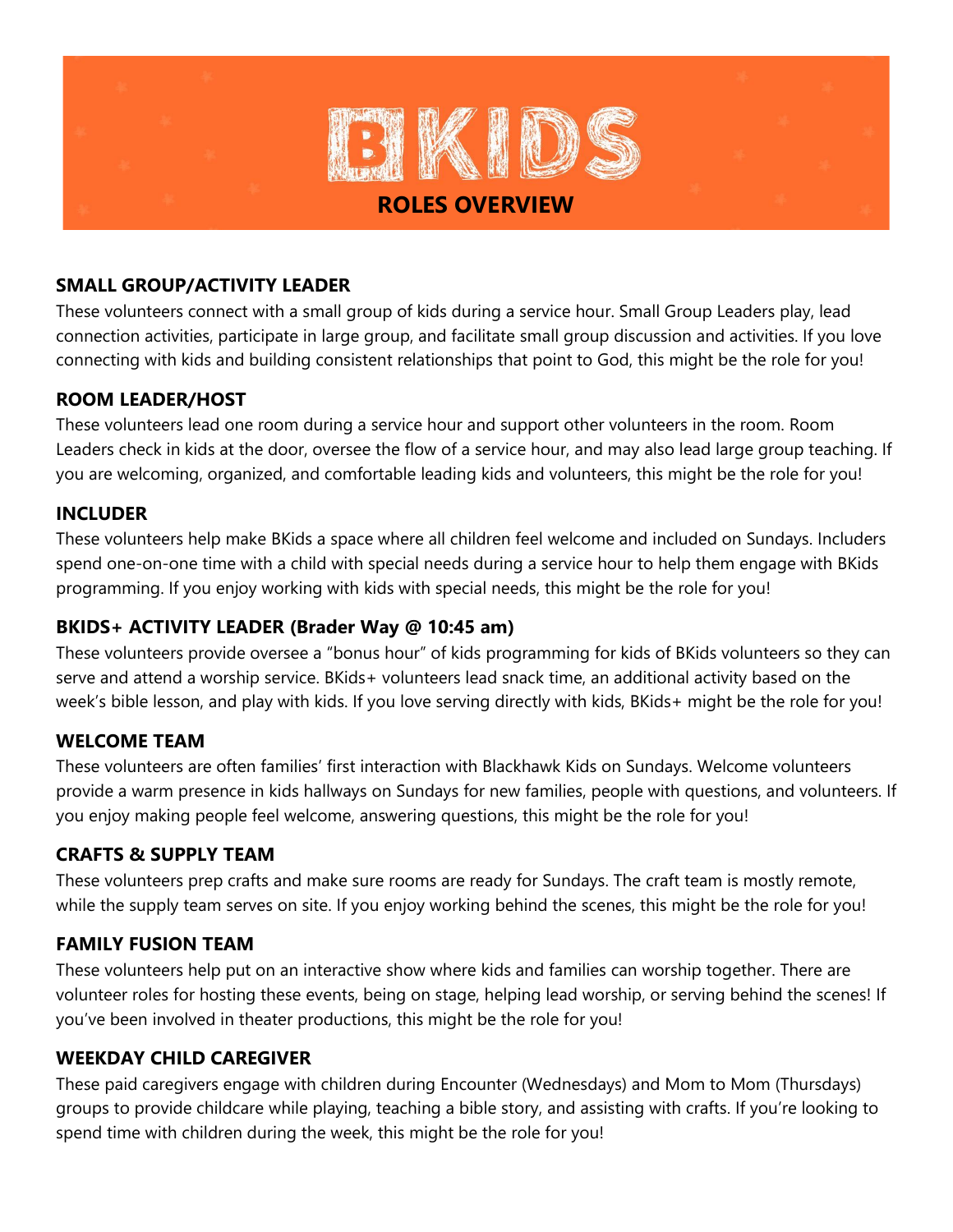# BKIDS

## ROLES OVERVIEW

### SMALL GROUP/ACTIVITY LEADER

These volunteers connect with a small group of kids during a service hour. Small Group Leaders play, lead connection activities, participate in large group, and facilitate small group discussion and activities. If you love connecting with kids and building consistent relationships that point to God, this might be the role for you!

### ROOM LEADER/HOST

These volunteers lead one room during a service hour and support other volunteers in the room. Room Leaders check in kids at the door, oversee the flow of a service hour, and may also lead large group teaching. If you are welcoming, organized, and comfortable leading kids and volunteers, this might be the role for you!

### INCLUDER

These volunteers help make BKids a space where all children feel welcome and included on Sundays. Includers spend one-on-one time with a child with special needs during a service hour to help them engage with BKids programming. If you enjoy working with kids with special needs, this might be the role for you!

### BKIDS+ ACTIVITY LEADER (Brader Way @ 10:45 am)

These volunteers provide oversee a "bonus hour" of kids programming for kids of BKids volunteers so they can serve and attend a worship service. BKids+ volunteers lead snack time, an additional activity based on the week's bible lesson, and play with kids. If you love serving directly with kids, BKids+ might be the role for you!

### WELCOME TEAM

These volunteers are often families' first interaction with Blackhawk Kids on Sundays. Welcome volunteers provide a warm presence in kids hallways on Sundays for new families, people with questions, and volunteers. If you enjoy making people feel welcome, answering questions, this might be the role for you!

### CRAFTS & SUPPLY TEAM

These volunteers prep crafts and make sure rooms are ready for Sundays. The craft team is mostly remote, while the supply team serves on site. If you enjoy working behind the scenes, this might be the role for you!

### FAMILY FUSION TEAM

These volunteers help put on an interactive show where kids and families can worship together. There are volunteer roles for hosting these events, being on stage, helping lead worship, or serving behind the scenes! If you've been involved in theater productions, this might be the role for you!

### WEEKDAY CHILD CAREGIVER

These paid caregivers engage with children during Encounter (Wednesdays) and Mom to Mom (Thursdays) groups to provide childcare while playing, teaching a bible story, and assisting with crafts. If you're looking to spend time with children during the week, this might be the role for you!